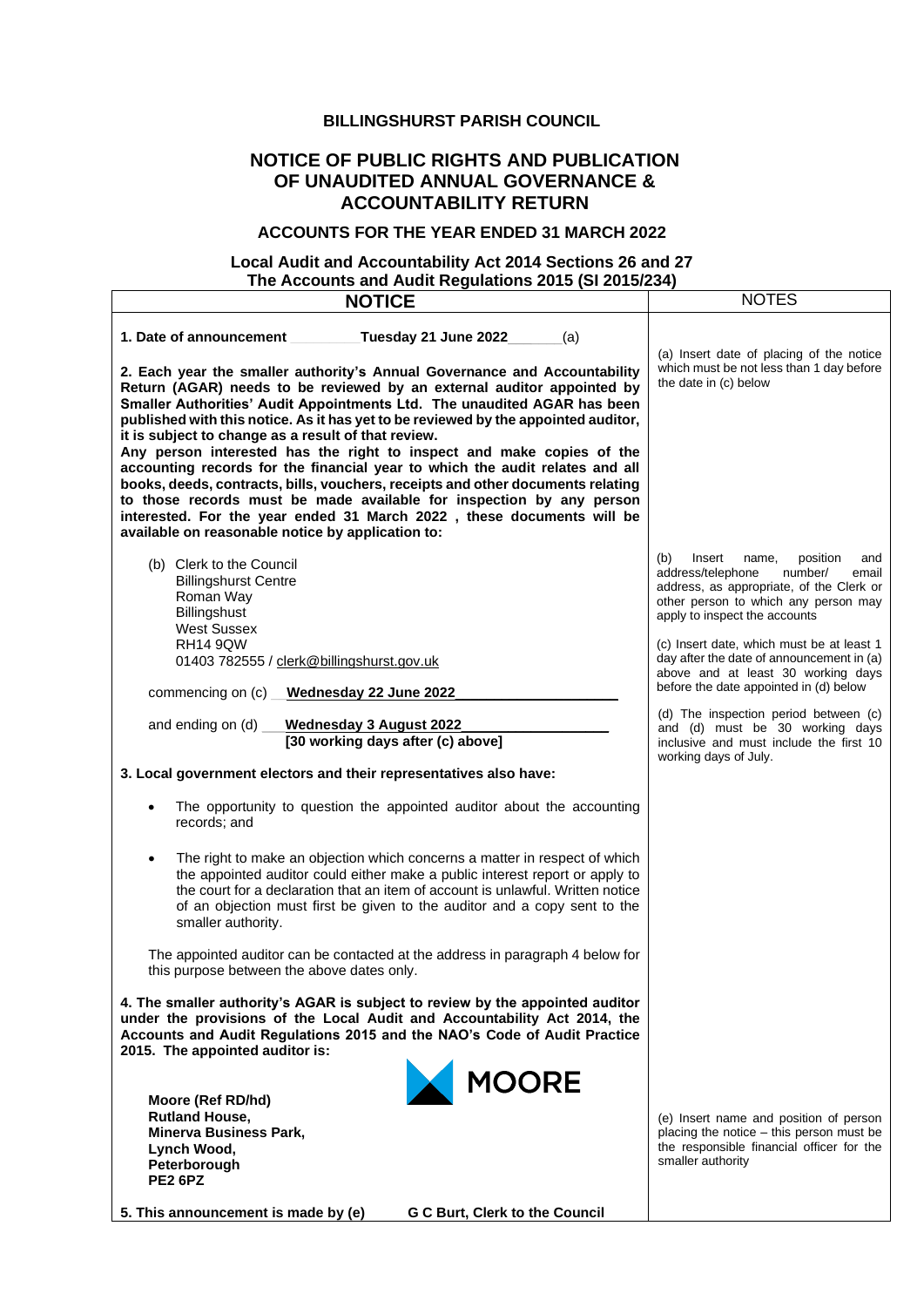**BILLINGSHURST PARISH COUNCIL**

# NOTICE OF PUBLIC RIGHTS AND PUBLICATION OF UNAUDITED ANNUAL GOVERNANCE & ACCOUNTABILITY RETURN

## ACCOUNTS FOR THE YEAR ENDED 31 MARCH 2022

**Local Audit and Accountability Act 2014 Sections 26 and 27**
**The Accounts and Audit Regulations 2015 (SI 2015/234)**

| NOTICE | NOTES |
|---|---|
| **1. Date of announcement \_\_\_\_\_\_\_\_\_Tuesday 21 June 2022\_\_\_\_\_\_\_**(a)<br><br>**2. Each year the smaller authority's Annual Governance and Accountability Return (AGAR) needs to be reviewed by an external auditor appointed by Smaller Authorities' Audit Appointments Ltd. The unaudited AGAR has been published with this notice. As it has yet to be reviewed by the appointed auditor, it is subject to change as a result of that review.**<br>**Any person interested has the right to inspect and make copies of the accounting records for the financial year to which the audit relates and all books, deeds, contracts, bills, vouchers, receipts and other documents relating to those records must be made available for inspection by any person interested. For the year ended 31 March 2022 , these documents will be available on reasonable notice by application to:** | (a) Insert date of placing of the notice which must be not less than 1 day before the date in (c) below |
| (b) Clerk to the Council<br>Billingshurst Centre<br>Roman Way<br>Billingshust<br>West Sussex<br>RH14 9QW<br>01403 782555 / clerk@billingshurst.gov.uk<br><br>commencing on (c) \_\_**Wednesday 22 June 2022**\_\_\_\_\_\_\_\_\_\_\_\_\_\_\_\_\_\_\_<br><br>and ending on (d) \_\_\_**Wednesday 3 August 2022**\_\_\_\_\_\_\_\_\_\_\_\_\_\_\_\_\_<br>**[30 working days after (c) above]** | (b) Insert name, position and address/telephone number/ email address, as appropriate, of the Clerk or other person to which any person may apply to inspect the accounts<br><br>(c) Insert date, which must be at least 1 day after the date of announcement in (a) above and at least 30 working days before the date appointed in (d) below<br><br>(d) The inspection period between (c) and (d) must be 30 working days inclusive and must include the first 10 working days of July. |
| **3. Local government electors and their representatives also have:**<br><br>• The opportunity to question the appointed auditor about the accounting records; and<br><br>• The right to make an objection which concerns a matter in respect of which the appointed auditor could either make a public interest report or apply to the court for a declaration that an item of account is unlawful. Written notice of an objection must first be given to the auditor and a copy sent to the smaller authority.<br><br>The appointed auditor can be contacted at the address in paragraph 4 below for this purpose between the above dates only. | |
| **4. The smaller authority's AGAR is subject to review by the appointed auditor under the provisions of the Local Audit and Accountability Act 2014, the Accounts and Audit Regulations 2015 and the NAO's Code of Audit Practice 2015. The appointed auditor is:**<br><br>MOORE<br><br>**Moore (Ref RD/hd)**<br>**Rutland House,**<br>**Minerva Business Park,**<br>**Lynch Wood,**<br>**Peterborough**<br>**PE2 6PZ** | (e) Insert name and position of person placing the notice – this person must be the responsible financial officer for the smaller authority |
| **5. This announcement is made by (e) G C Burt, Clerk to the Council** | |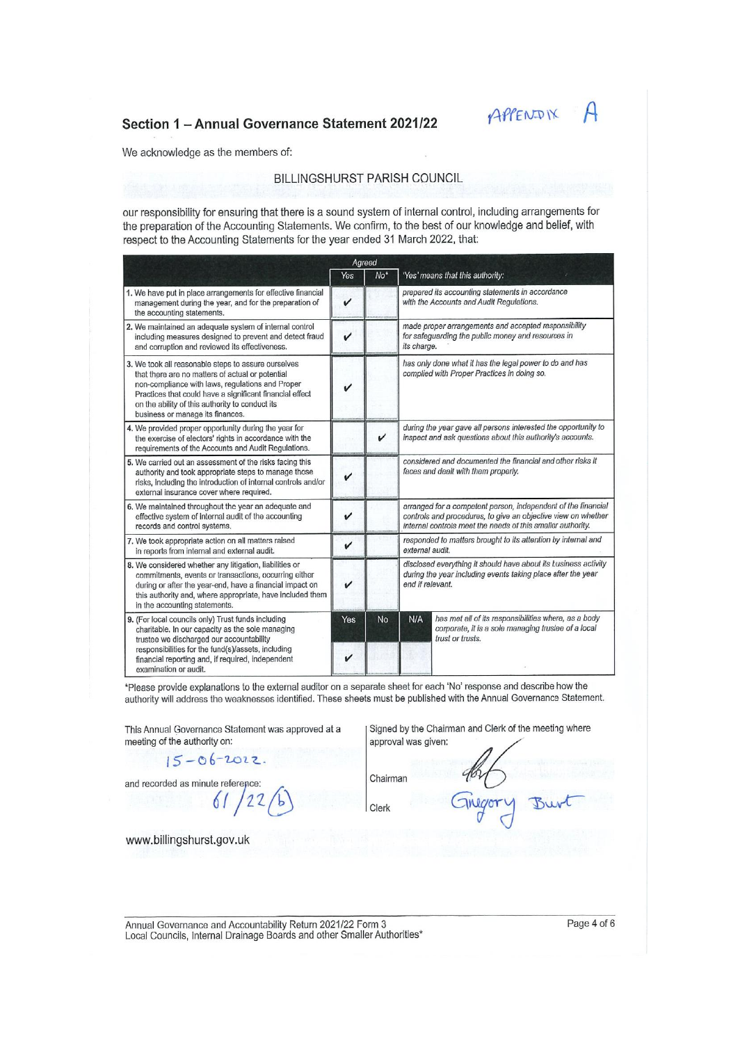## Section 1 – Annual Governance Statement 2021/22

APPENDIX A

We acknowledge as the members of:

BILLINGSHURST PARISH COUNCIL

our responsibility for ensuring that there is a sound system of internal control, including arrangements for the preparation of the Accounting Statements. We confirm, to the best of our knowledge and belief, with respect to the Accounting Statements for the year ended 31 March 2022, that:

| | Agreed | | 'Yes' means that this authority: |
|---|---|---|---|
| | Yes | No* | |
| 1. We have put in place arrangements for effective financial management during the year, and for the preparation of the accounting statements. | ✓ | | *prepared its accounting statements in accordance with the Accounts and Audit Regulations.* |
| 2. We maintained an adequate system of internal control including measures designed to prevent and detect fraud and corruption and reviewed its effectiveness. | ✓ | | *made proper arrangements and accepted responsibility for safeguarding the public money and resources in its charge.* |
| 3. We took all reasonable steps to assure ourselves that there are no matters of actual or potential non-compliance with laws, regulations and Proper Practices that could have a significant financial effect on the ability of this authority to conduct its business or manage its finances. | ✓ | | *has only done what it has the legal power to do and has complied with Proper Practices in doing so.* |
| 4. We provided proper opportunity during the year for the exercise of electors' rights in accordance with the requirements of the Accounts and Audit Regulations. | | ✓ | *during the year gave all persons interested the opportunity to inspect and ask questions about this authority's accounts.* |
| 5. We carried out an assessment of the risks facing this authority and took appropriate steps to manage those risks, including the introduction of internal controls and/or external insurance cover where required. | ✓ | | *considered and documented the financial and other risks it faces and dealt with them properly.* |
| 6. We maintained throughout the year an adequate and effective system of internal audit of the accounting records and control systems. | ✓ | | *arranged for a competent person, independent of the financial controls and procedures, to give an objective view on whether internal controls meet the needs of this smaller authority.* |
| 7. We took appropriate action on all matters raised in reports from internal and external audit. | ✓ | | *responded to matters brought to its attention by internal and external audit.* |
| 8. We considered whether any litigation, liabilities or commitments, events or transactions, occurring either during or after the year-end, have a financial impact on this authority and, where appropriate, have included them in the accounting statements. | ✓ | | *disclosed everything it should have about its business activity during the year including events taking place after the year end if relevant.* |

| | Yes | No | N/A | |
|---|---|---|---|---|
| 9. (For local councils only) Trust funds including charitable. In our capacity as the sole managing trustee we discharged our accountability responsibilities for the fund(s)/assets, including financial reporting and, if required, independent examination or audit. | ✓ | | | *has met all of its responsibilities where, as a body corporate, it is a sole managing trustee of a local trust or trusts.* |

*Please provide explanations to the external auditor on a separate sheet for each 'No' response and describe how the authority will address the weaknesses identified. These sheets must be published with the Annual Governance Statement.

This Annual Governance Statement was approved at a meeting of the authority on:

15-06-2022.

and recorded as minute reference:

61/22(b)

Signed by the Chairman and Clerk of the meeting where approval was given:

Chairman [signature]

Clerk Gregory Burt

www.billingshurst.gov.uk

Annual Governance and Accountability Return 2021/22 Form 3
Local Councils, Internal Drainage Boards and other Smaller Authorities*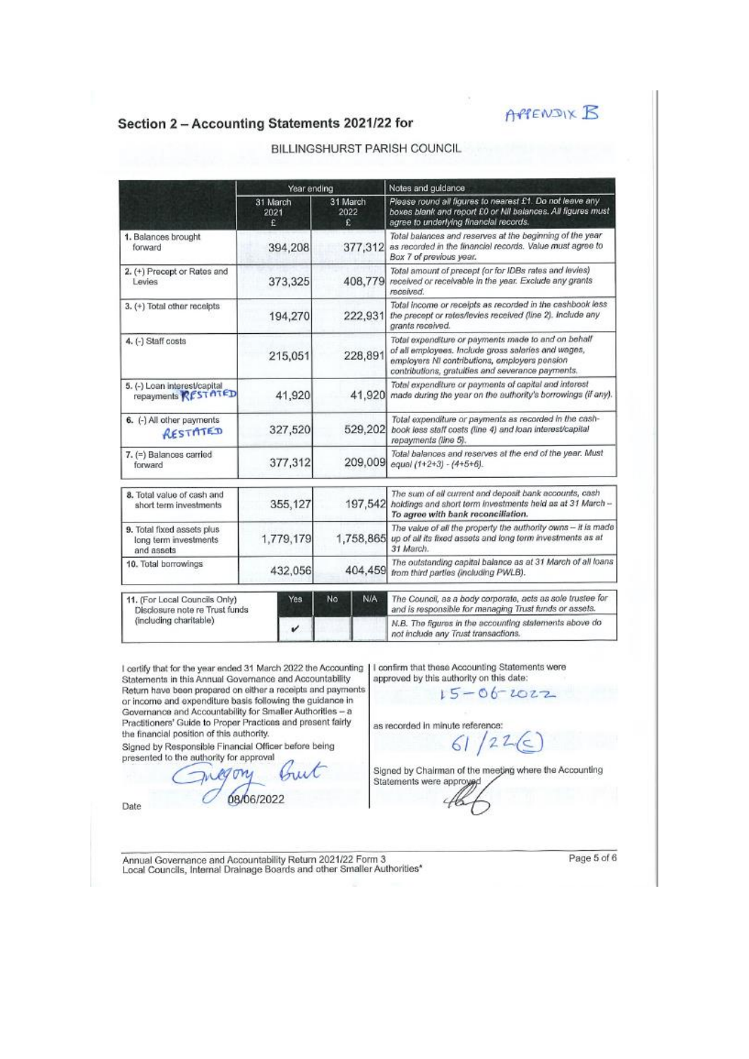APPENDIX B

## Section 2 – Accounting Statements 2021/22 for

BILLINGSHURST PARISH COUNCIL

| | Year ending | | Notes and guidance |
|---|---|---|---|
| | 31 March 2021 £ | 31 March 2022 £ | *Please round all figures to nearest £1. Do not leave any boxes blank and report £0 or Nil balances. All figures must agree to underlying financial records.* |
| 1. Balances brought forward | 394,208 | 377,312 | *Total balances and reserves at the beginning of the year as recorded in the financial records. Value must agree to Box 7 of previous year.* |
| 2. (+) Precept or Rates and Levies | 373,325 | 408,779 | *Total amount of precept (or for IDBs rates and levies) received or receivable in the year. Exclude any grants received.* |
| 3. (+) Total other receipts | 194,270 | 222,931 | *Total income or receipts as recorded in the cashbook less the precept or rates/levies received (line 2). Include any grants received.* |
| 4. (-) Staff costs | 215,051 | 228,891 | *Total expenditure or payments made to and on behalf of all employees. Include gross salaries and wages, employers NI contributions, employers pension contributions, gratuities and severance payments.* |
| 5. (-) Loan interest/capital repayments RESTATED | 41,920 | 41,920 | *Total expenditure or payments of capital and interest made during the year on the authority's borrowings (if any).* |
| 6. (-) All other payments RESTATED | 327,520 | 529,202 | *Total expenditure or payments as recorded in the cash-book less staff costs (line 4) and loan interest/capital repayments (line 5).* |
| 7. (=) Balances carried forward | 377,312 | 209,009 | *Total balances and reserves at the end of the year. Must equal (1+2+3) - (4+5+6).* |
| 8. Total value of cash and short term investments | 355,127 | 197,542 | *The sum of all current and deposit bank accounts, cash holdings and short term investments held as at 31 March – **To agree with bank reconciliation.*** |
| 9. Total fixed assets plus long term investments and assets | 1,779,179 | 1,758,865 | *The value of all the property the authority owns – it is made up of all its fixed assets and long term investments as at 31 March.* |
| 10. Total borrowings | 432,056 | 404,459 | *The outstanding capital balance as at 31 March of all loans from third parties (including PWLB).* |

| 11. (For Local Councils Only) Disclosure note re Trust funds (including charitable) | Yes | No | N/A | |
|---|---|---|---|---|
| | | | | *The Council, as a body corporate, acts as sole trustee for and is responsible for managing Trust funds or assets.* |
| | ✔ | | | *N.B. The figures in the accounting statements above do not include any Trust transactions.* |

I certify that for the year ended 31 March 2022 the Accounting Statements in this Annual Governance and Accountability Return have been prepared on either a receipts and payments or income and expenditure basis following the guidance in Governance and Accountability for Smaller Authorities – a Practitioners' Guide to Proper Practices and present fairly the financial position of this authority.

Signed by Responsible Financial Officer before being presented to the authority for approval

Gregory Burt

Date 08/06/2022

I confirm that these Accounting Statements were approved by this authority on this date:

15-06-2022

as recorded in minute reference:

61/22(c)

Signed by Chairman of the meeting where the Accounting Statements were approved